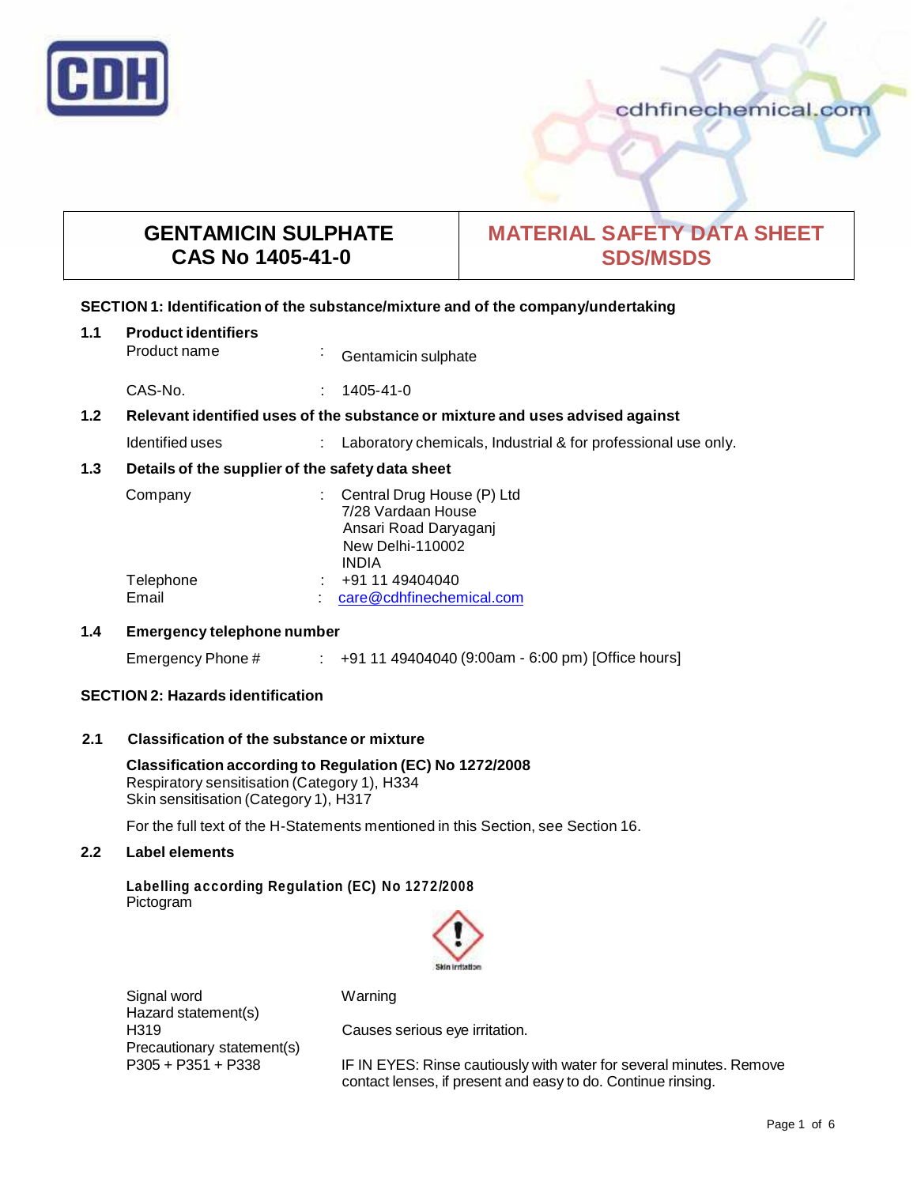| GENTAMICIN SULPHATE CAS No 1405-41-0 | MATERIAL SAFETY DATA SHEET SDS/MSDS |
|---|---|

## SECTION 1: Identification of the substance/mixture and of the company/undertaking

### 1.1 Product identifiers

Product name : Gentamicin sulphate

CAS-No. : 1405-41-0

### 1.2 Relevant identified uses of the substance or mixture and uses advised against

Identified uses : Laboratory chemicals, Industrial & for professional use only.

### 1.3 Details of the supplier of the safety data sheet

Company : Central Drug House (P) Ltd
7/28 Vardaan House
Ansari Road Daryaganj
New Delhi-110002
INDIA

Telephone : +91 11 49404040

Email : care@cdhfinechemical.com

### 1.4 Emergency telephone number

Emergency Phone # : +91 11 49404040 (9:00am - 6:00 pm) [Office hours]

## SECTION 2: Hazards identification

### 2.1 Classification of the substance or mixture

**Classification according to Regulation (EC) No 1272/2008**
Respiratory sensitisation (Category 1), H334
Skin sensitisation (Category 1), H317

For the full text of the H-Statements mentioned in this Section, see Section 16.

### 2.2 Label elements

**Labelling according Regulation (EC) No 1272/2008**
Pictogram

Skin irritation

Signal word: Warning

Hazard statement(s)
H319: Causes serious eye irritation.

Precautionary statement(s)
P305 + P351 + P338: IF IN EYES: Rinse cautiously with water for several minutes. Remove contact lenses, if present and easy to do. Continue rinsing.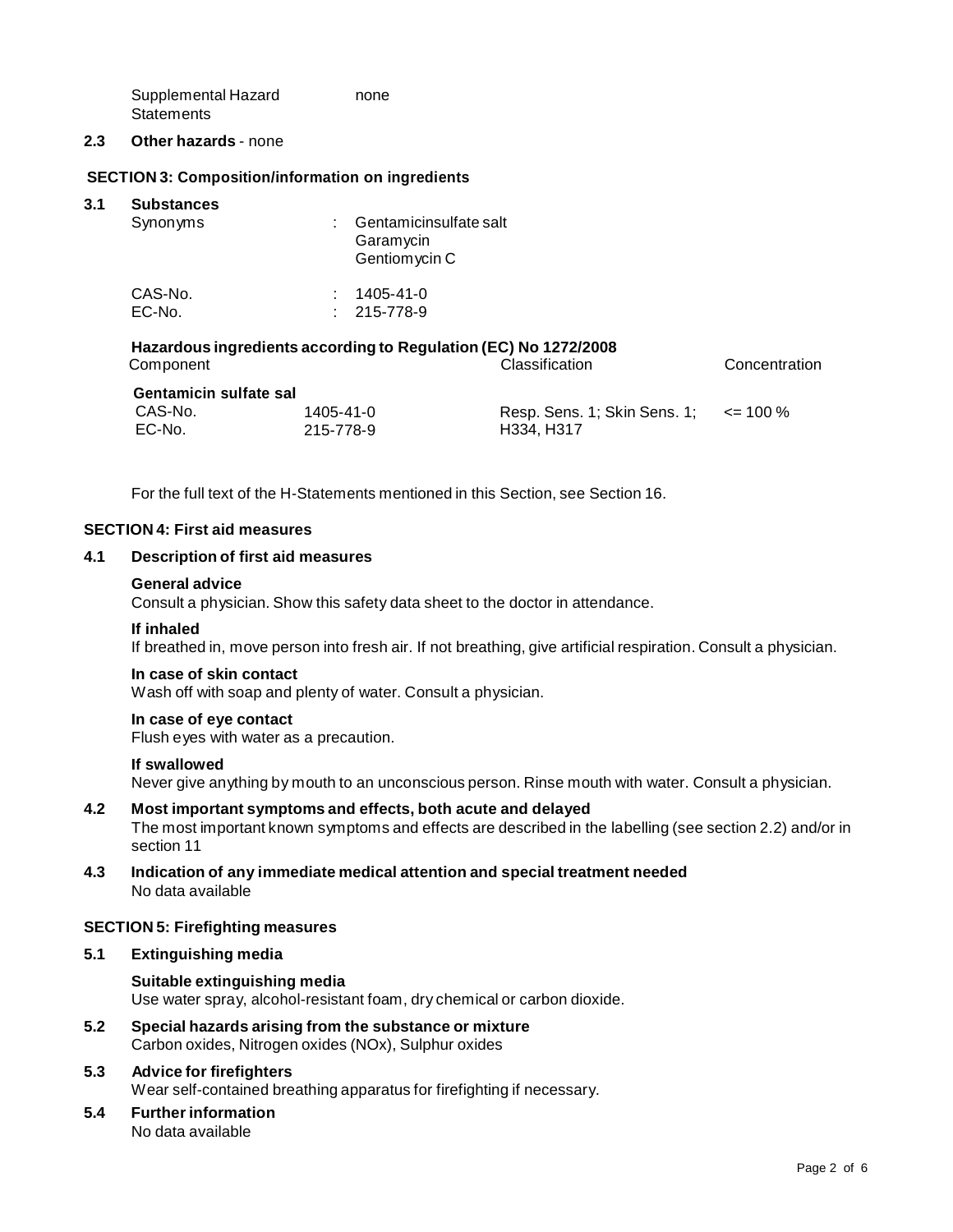Supplemental Hazard Statements: none

### 2.3 Other hazards - none

## SECTION 3: Composition/information on ingredients

### 3.1 Substances

| | | |
|---|---|---|
| Synonyms | : | Gentamicinsulfate salt<br>Garamycin<br>Gentiomycin C |
| CAS-No. | : | 1405-41-0 |
| EC-No. | : | 215-778-9 |

**Hazardous ingredients according to Regulation (EC) No 1272/2008**

| Component | | Classification | Concentration |
|---|---|---|---|
| **Gentamicin sulfate sal** | | | |
| CAS-No.<br>EC-No. | 1405-41-0<br>215-778-9 | Resp. Sens. 1; Skin Sens. 1; H334, H317 | <= 100 % |

For the full text of the H-Statements mentioned in this Section, see Section 16.

## SECTION 4: First aid measures

### 4.1 Description of first aid measures

**General advice**
Consult a physician. Show this safety data sheet to the doctor in attendance.

**If inhaled**
If breathed in, move person into fresh air. If not breathing, give artificial respiration. Consult a physician.

**In case of skin contact**
Wash off with soap and plenty of water. Consult a physician.

**In case of eye contact**
Flush eyes with water as a precaution.

**If swallowed**
Never give anything by mouth to an unconscious person. Rinse mouth with water. Consult a physician.

### 4.2 Most important symptoms and effects, both acute and delayed

The most important known symptoms and effects are described in the labelling (see section 2.2) and/or in section 11

### 4.3 Indication of any immediate medical attention and special treatment needed

No data available

## SECTION 5: Firefighting measures

### 5.1 Extinguishing media

**Suitable extinguishing media**
Use water spray, alcohol-resistant foam, dry chemical or carbon dioxide.

### 5.2 Special hazards arising from the substance or mixture

Carbon oxides, Nitrogen oxides (NOx), Sulphur oxides

### 5.3 Advice for firefighters

Wear self-contained breathing apparatus for firefighting if necessary.

### 5.4 Further information

No data available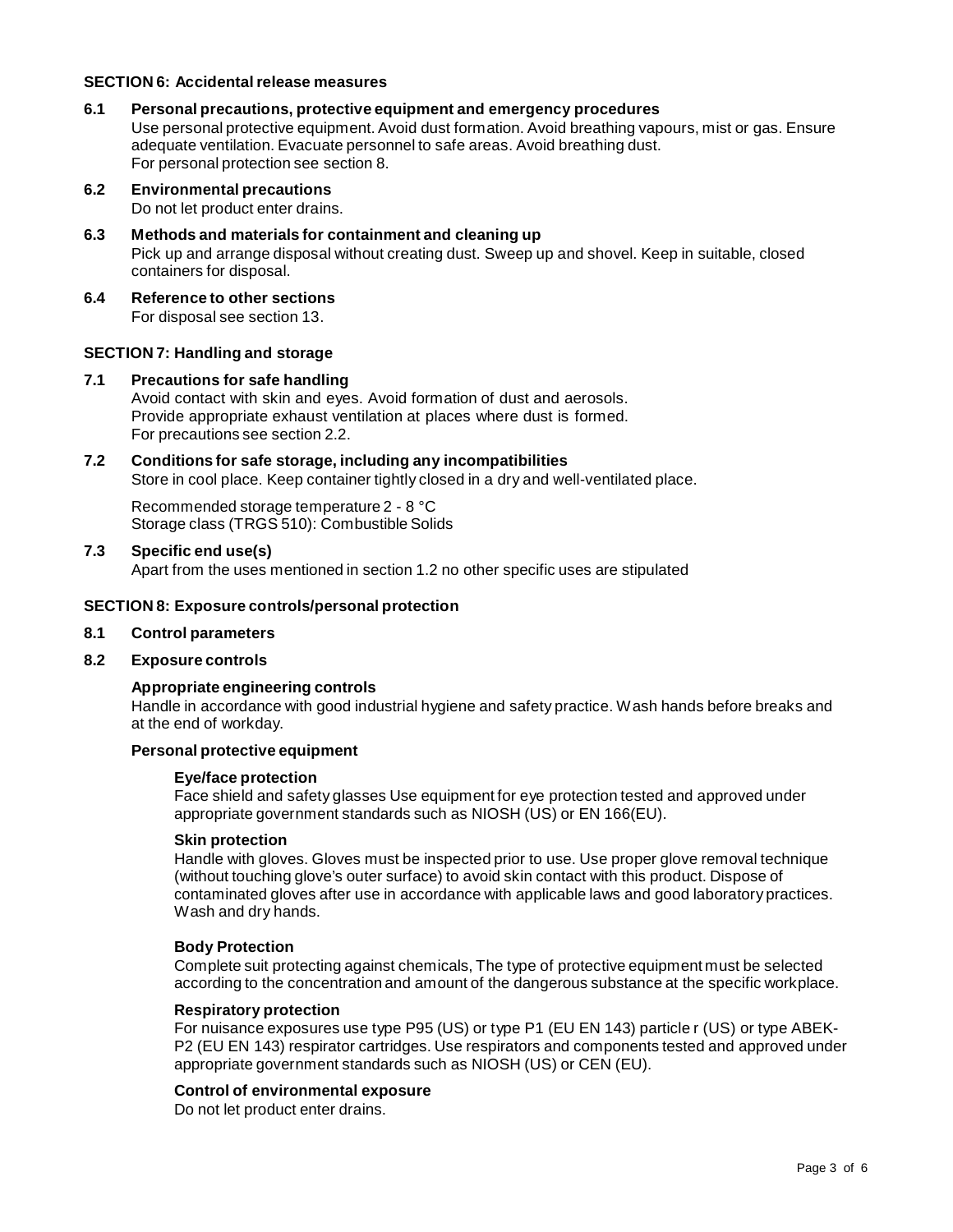## SECTION 6: Accidental release measures

### 6.1 Personal precautions, protective equipment and emergency procedures

Use personal protective equipment. Avoid dust formation. Avoid breathing vapours, mist or gas. Ensure adequate ventilation. Evacuate personnel to safe areas. Avoid breathing dust.
For personal protection see section 8.

### 6.2 Environmental precautions

Do not let product enter drains.

### 6.3 Methods and materials for containment and cleaning up

Pick up and arrange disposal without creating dust. Sweep up and shovel. Keep in suitable, closed containers for disposal.

### 6.4 Reference to other sections

For disposal see section 13.

## SECTION 7: Handling and storage

### 7.1 Precautions for safe handling

Avoid contact with skin and eyes. Avoid formation of dust and aerosols.
Provide appropriate exhaust ventilation at places where dust is formed.
For precautions see section 2.2.

### 7.2 Conditions for safe storage, including any incompatibilities

Store in cool place. Keep container tightly closed in a dry and well-ventilated place.

Recommended storage temperature 2 - 8 °C
Storage class (TRGS 510): Combustible Solids

### 7.3 Specific end use(s)

Apart from the uses mentioned in section 1.2 no other specific uses are stipulated

## SECTION 8: Exposure controls/personal protection

### 8.1 Control parameters

### 8.2 Exposure controls

**Appropriate engineering controls**

Handle in accordance with good industrial hygiene and safety practice. Wash hands before breaks and at the end of workday.

**Personal protective equipment**

**Eye/face protection**

Face shield and safety glasses Use equipment for eye protection tested and approved under appropriate government standards such as NIOSH (US) or EN 166(EU).

**Skin protection**

Handle with gloves. Gloves must be inspected prior to use. Use proper glove removal technique (without touching glove's outer surface) to avoid skin contact with this product. Dispose of contaminated gloves after use in accordance with applicable laws and good laboratory practices. Wash and dry hands.

**Body Protection**

Complete suit protecting against chemicals, The type of protective equipment must be selected according to the concentration and amount of the dangerous substance at the specific workplace.

**Respiratory protection**

For nuisance exposures use type P95 (US) or type P1 (EU EN 143) particle r (US) or type ABEK-P2 (EU EN 143) respirator cartridges. Use respirators and components tested and approved under appropriate government standards such as NIOSH (US) or CEN (EU).

**Control of environmental exposure**

Do not let product enter drains.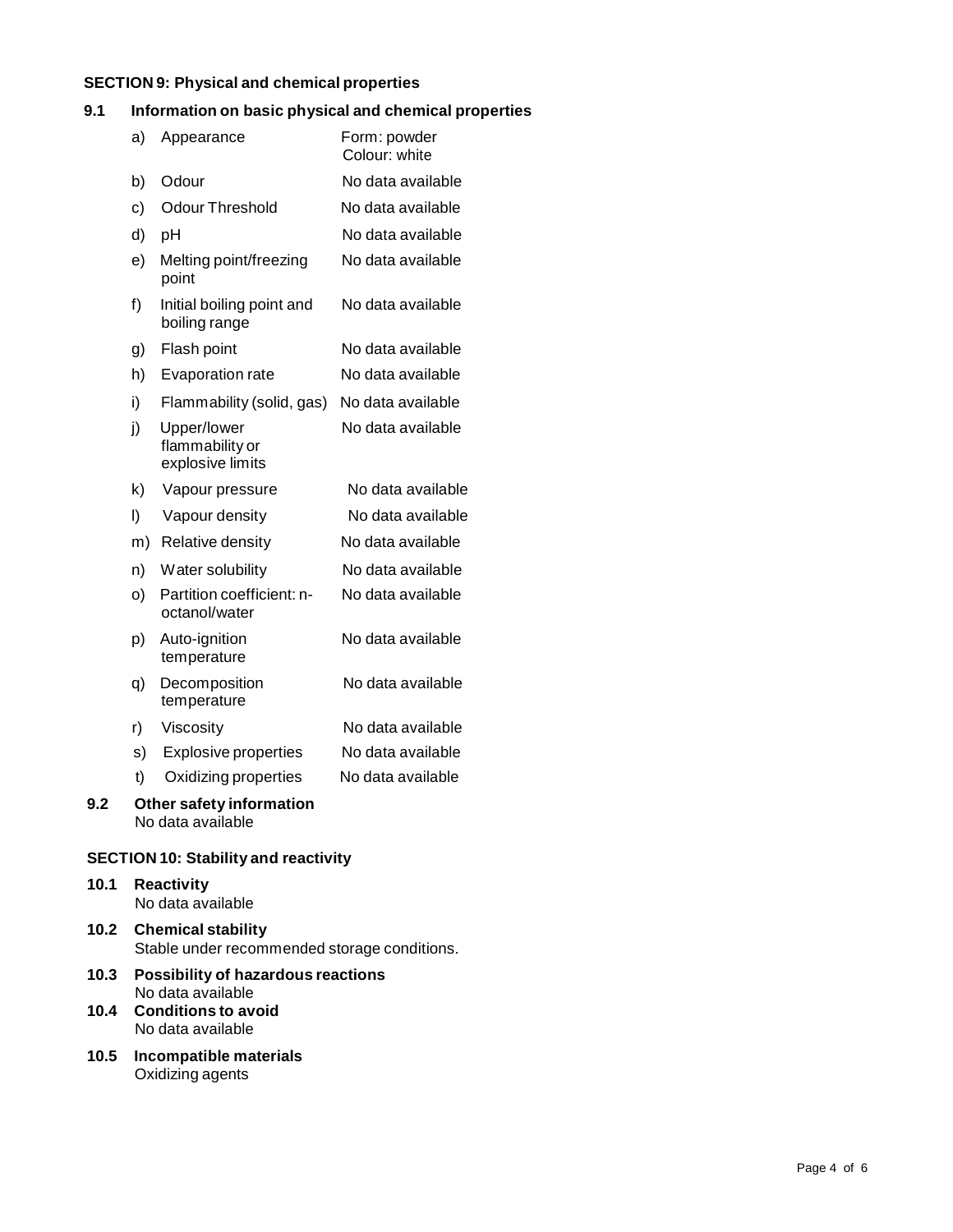## SECTION 9: Physical and chemical properties

### 9.1 Information on basic physical and chemical properties

| | | |
|---|---|---|
| a) | Appearance | Form: powder<br>Colour: white |
| b) | Odour | No data available |
| c) | Odour Threshold | No data available |
| d) | pH | No data available |
| e) | Melting point/freezing point | No data available |
| f) | Initial boiling point and boiling range | No data available |
| g) | Flash point | No data available |
| h) | Evaporation rate | No data available |
| i) | Flammability (solid, gas) | No data available |
| j) | Upper/lower flammability or explosive limits | No data available |
| k) | Vapour pressure | No data available |
| l) | Vapour density | No data available |
| m) | Relative density | No data available |
| n) | Water solubility | No data available |
| o) | Partition coefficient: n-octanol/water | No data available |
| p) | Auto-ignition temperature | No data available |
| q) | Decomposition temperature | No data available |
| r) | Viscosity | No data available |
| s) | Explosive properties | No data available |
| t) | Oxidizing properties | No data available |

### 9.2 Other safety information

No data available

## SECTION 10: Stability and reactivity

### 10.1 Reactivity

No data available

### 10.2 Chemical stability

Stable under recommended storage conditions.

### 10.3 Possibility of hazardous reactions

No data available

### 10.4 Conditions to avoid

No data available

### 10.5 Incompatible materials

Oxidizing agents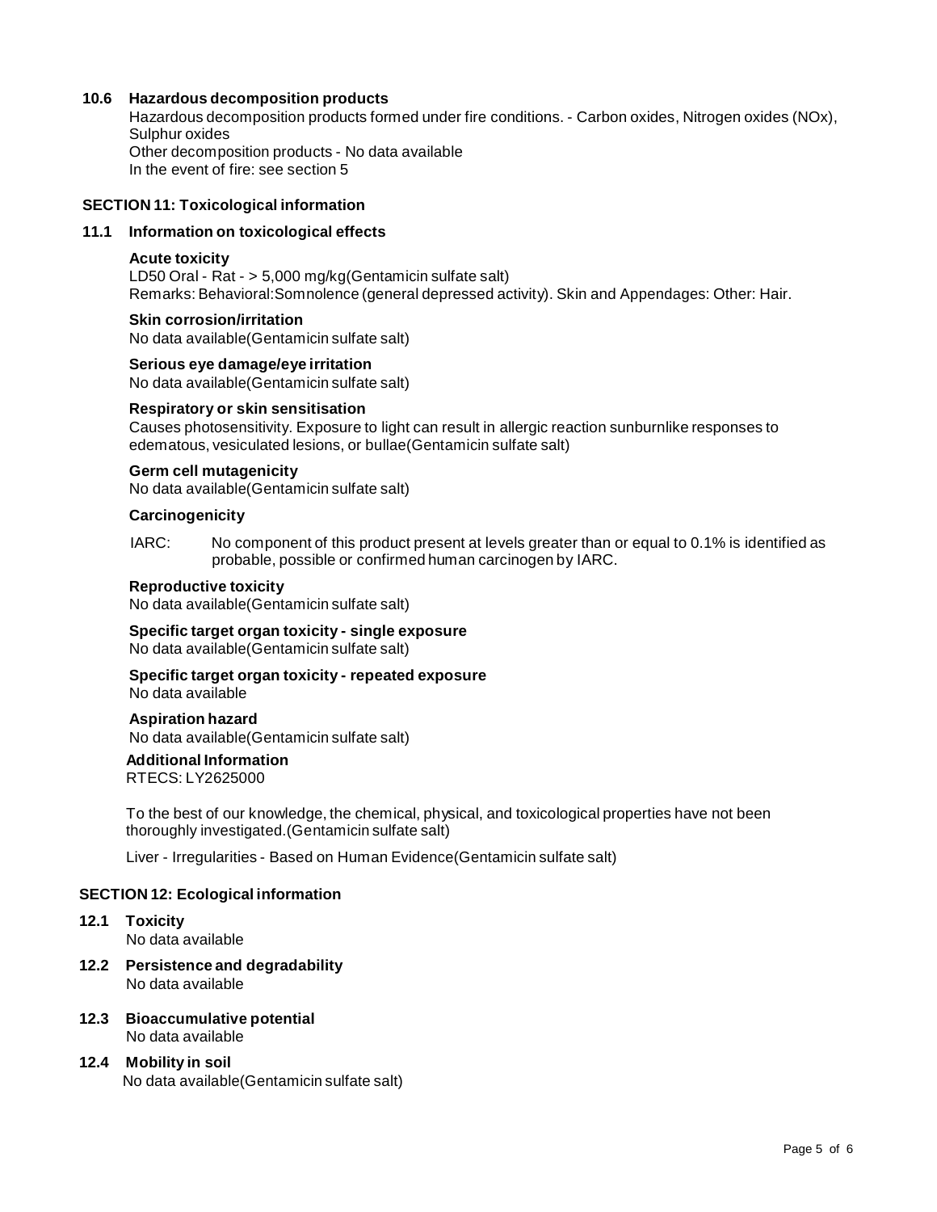### 10.6 Hazardous decomposition products

Hazardous decomposition products formed under fire conditions. - Carbon oxides, Nitrogen oxides (NOx), Sulphur oxides
Other decomposition products - No data available
In the event of fire: see section 5

## SECTION 11: Toxicological information

### 11.1 Information on toxicological effects

**Acute toxicity**
LD50 Oral - Rat - > 5,000 mg/kg(Gentamicin sulfate salt)
Remarks: Behavioral:Somnolence (general depressed activity). Skin and Appendages: Other: Hair.

**Skin corrosion/irritation**
No data available(Gentamicin sulfate salt)

**Serious eye damage/eye irritation**
No data available(Gentamicin sulfate salt)

**Respiratory or skin sensitisation**
Causes photosensitivity. Exposure to light can result in allergic reaction sunburnlike responses to edematous, vesiculated lesions, or bullae(Gentamicin sulfate salt)

**Germ cell mutagenicity**
No data available(Gentamicin sulfate salt)

**Carcinogenicity**

IARC: No component of this product present at levels greater than or equal to 0.1% is identified as probable, possible or confirmed human carcinogen by IARC.

**Reproductive toxicity**
No data available(Gentamicin sulfate salt)

**Specific target organ toxicity - single exposure**
No data available(Gentamicin sulfate salt)

**Specific target organ toxicity - repeated exposure**
No data available

**Aspiration hazard**
No data available(Gentamicin sulfate salt)

**Additional Information**
RTECS: LY2625000

To the best of our knowledge, the chemical, physical, and toxicological properties have not been thoroughly investigated.(Gentamicin sulfate salt)

Liver - Irregularities - Based on Human Evidence(Gentamicin sulfate salt)

## SECTION 12: Ecological information

### 12.1 Toxicity

No data available

### 12.2 Persistence and degradability

No data available

### 12.3 Bioaccumulative potential

No data available

### 12.4 Mobility in soil

No data available(Gentamicin sulfate salt)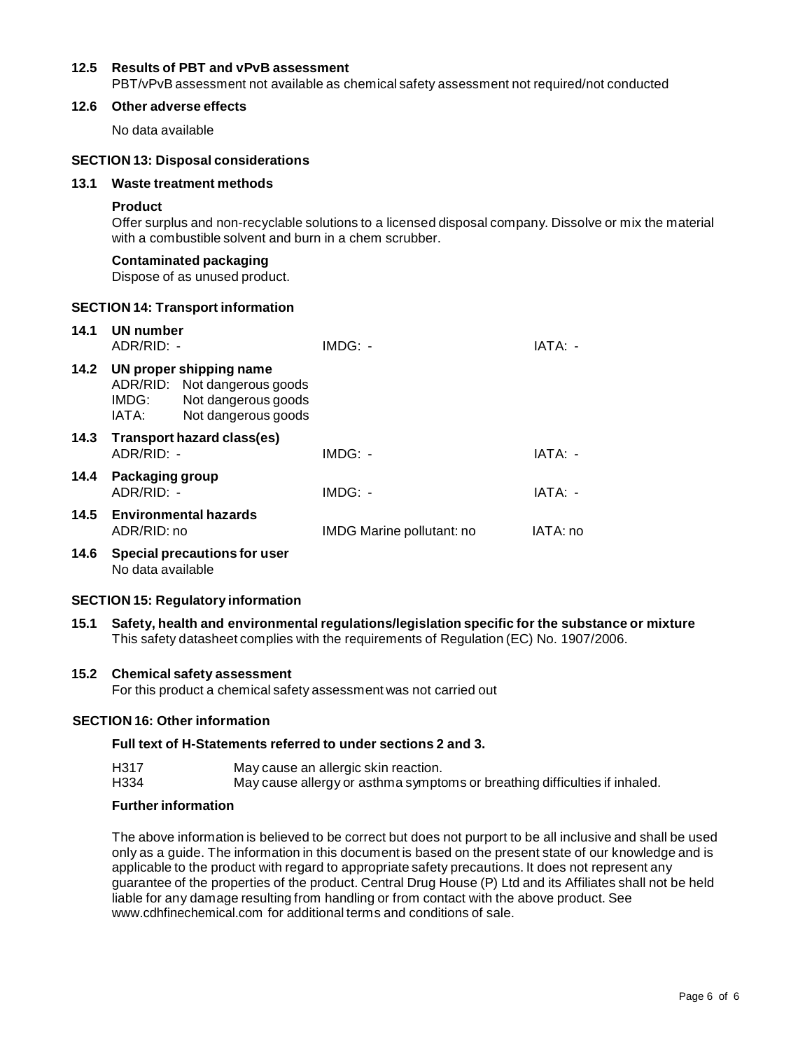### 12.5 Results of PBT and vPvB assessment

PBT/vPvB assessment not available as chemical safety assessment not required/not conducted

### 12.6 Other adverse effects

No data available

## SECTION 13: Disposal considerations

### 13.1 Waste treatment methods

**Product**

Offer surplus and non-recyclable solutions to a licensed disposal company. Dissolve or mix the material with a combustible solvent and burn in a chem scrubber.

**Contaminated packaging**

Dispose of as unused product.

## SECTION 14: Transport information

### 14.1 UN number

| | | |
|---|---|---|
| ADR/RID: - | IMDG: - | IATA: - |

### 14.2 UN proper shipping name

| | |
|---|---|
| ADR/RID: | Not dangerous goods |
| IMDG: | Not dangerous goods |
| IATA: | Not dangerous goods |

### 14.3 Transport hazard class(es)

| | | |
|---|---|---|
| ADR/RID: - | IMDG: - | IATA: - |

### 14.4 Packaging group

| | | |
|---|---|---|
| ADR/RID: - | IMDG: - | IATA: - |

### 14.5 Environmental hazards

| | | |
|---|---|---|
| ADR/RID: no | IMDG Marine pollutant: no | IATA: no |

### 14.6 Special precautions for user

No data available

## SECTION 15: Regulatory information

### 15.1 Safety, health and environmental regulations/legislation specific for the substance or mixture

This safety datasheet complies with the requirements of Regulation (EC) No. 1907/2006.

### 15.2 Chemical safety assessment

For this product a chemical safety assessment was not carried out

## SECTION 16: Other information

**Full text of H-Statements referred to under sections 2 and 3.**

| | |
|---|---|
| H317 | May cause an allergic skin reaction. |
| H334 | May cause allergy or asthma symptoms or breathing difficulties if inhaled. |

**Further information**

The above information is believed to be correct but does not purport to be all inclusive and shall be used only as a guide. The information in this document is based on the present state of our knowledge and is applicable to the product with regard to appropriate safety precautions. It does not represent any guarantee of the properties of the product. Central Drug House (P) Ltd and its Affiliates shall not be held liable for any damage resulting from handling or from contact with the above product. See www.cdhfinechemical.com for additional terms and conditions of sale.